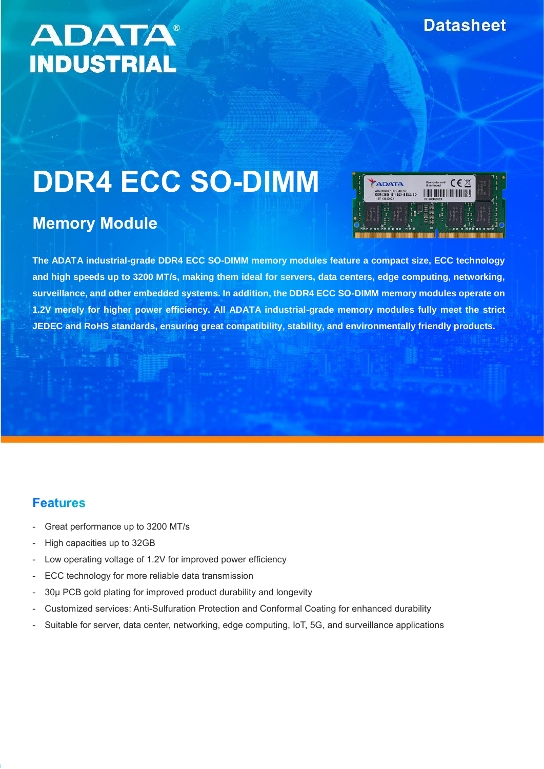ADATA INDUSTRIAL

Datasheet

# DDR4 ECC SO-DIMM

## Memory Module

**The ADATA industrial-grade DDR4 ECC SO-DIMM memory modules feature a compact size, ECC technology and high speeds up to 3200 MT/s, making them ideal for servers, data centers, edge computing, networking, surveillance, and other embedded systems. In addition, the DDR4 ECC SO-DIMM memory modules operate on 1.2V merely for higher power efficiency. All ADATA industrial-grade memory modules fully meet the strict JEDEC and RoHS standards, ensuring great compatibility, stability, and environmentally friendly products.**

## Features

- Great performance up to 3200 MT/s
- High capacities up to 32GB
- Low operating voltage of 1.2V for improved power efficiency
- ECC technology for more reliable data transmission
- 30μ PCB gold plating for improved product durability and longevity
- Customized services: Anti-Sulfuration Protection and Conformal Coating for enhanced durability
- Suitable for server, data center, networking, edge computing, IoT, 5G, and surveillance applications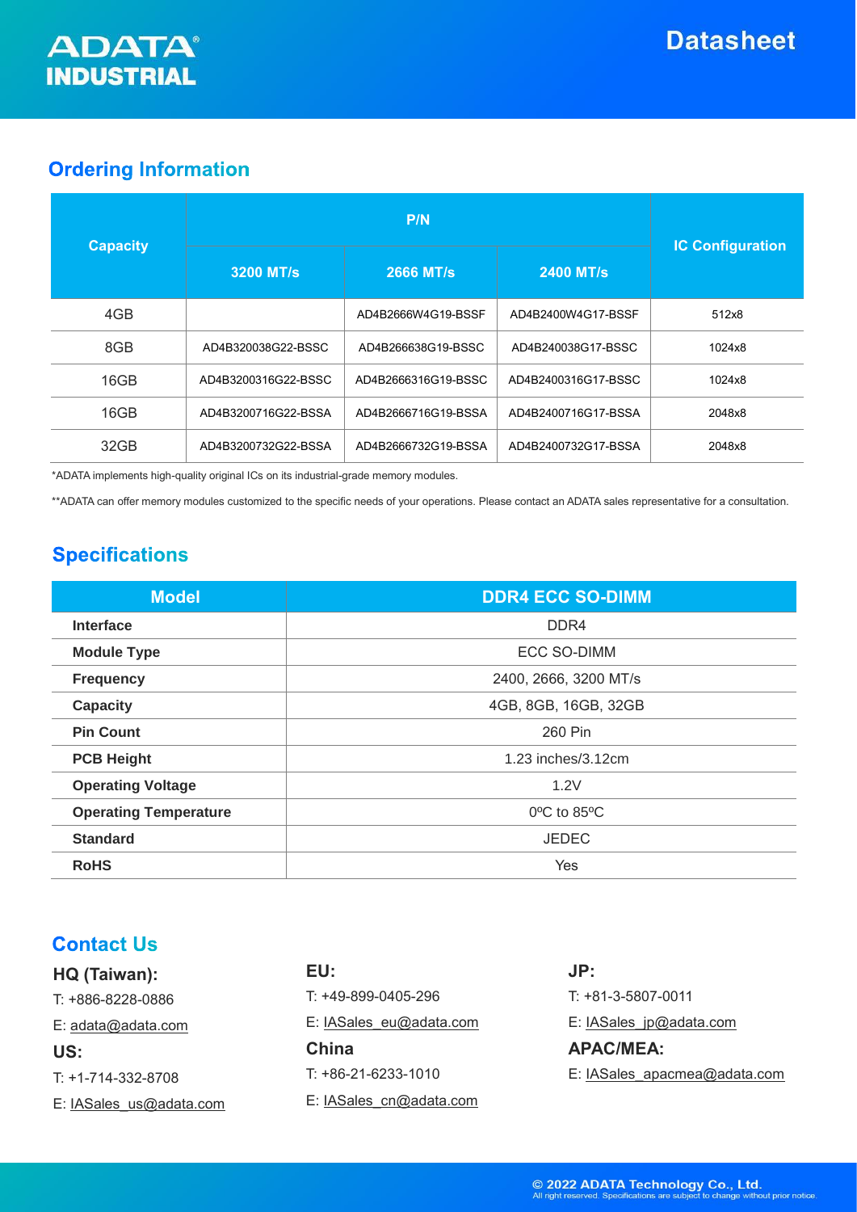## Ordering Information

| Capacity | P/N | | | IC Configuration |
|---|---|---|---|---|
| | 3200 MT/s | 2666 MT/s | 2400 MT/s | |
| 4GB | | AD4B2666W4G19-BSSF | AD4B2400W4G17-BSSF | 512x8 |
| 8GB | AD4B320038G22-BSSC | AD4B266638G19-BSSC | AD4B240038G17-BSSC | 1024x8 |
| 16GB | AD4B3200316G22-BSSC | AD4B2666316G19-BSSC | AD4B2400316G17-BSSC | 1024x8 |
| 16GB | AD4B3200716G22-BSSA | AD4B2666716G19-BSSA | AD4B2400716G17-BSSA | 2048x8 |
| 32GB | AD4B3200732G22-BSSA | AD4B2666732G19-BSSA | AD4B2400732G17-BSSA | 2048x8 |

*ADATA implements high-quality original ICs on its industrial-grade memory modules.

**ADATA can offer memory modules customized to the specific needs of your operations. Please contact an ADATA sales representative for a consultation.

## Specifications

| Model | DDR4 ECC SO-DIMM |
|---|---|
| **Interface** | DDR4 |
| **Module Type** | ECC SO-DIMM |
| **Frequency** | 2400, 2666, 3200 MT/s |
| **Capacity** | 4GB, 8GB, 16GB, 32GB |
| **Pin Count** | 260 Pin |
| **PCB Height** | 1.23 inches/3.12cm |
| **Operating Voltage** | 1.2V |
| **Operating Temperature** | 0ºC to 85ºC |
| **Standard** | JEDEC |
| **RoHS** | Yes |

## Contact Us

**HQ (Taiwan):**

T: +886-8228-0886

E: adata@adata.com

**US:**

T: +1-714-332-8708

E: IASales_us@adata.com

**EU:**

T: +49-899-0405-296

E: IASales_eu@adata.com

**China**

T: +86-21-6233-1010

E: IASales_cn@adata.com

**JP:**

T: +81-3-5807-0011

E: IASales_jp@adata.com

**APAC/MEA:**

E: IASales_apacmea@adata.com

© 2022 ADATA Technology Co., Ltd.
All right reserved. Specifications are subject to change without prior notice.